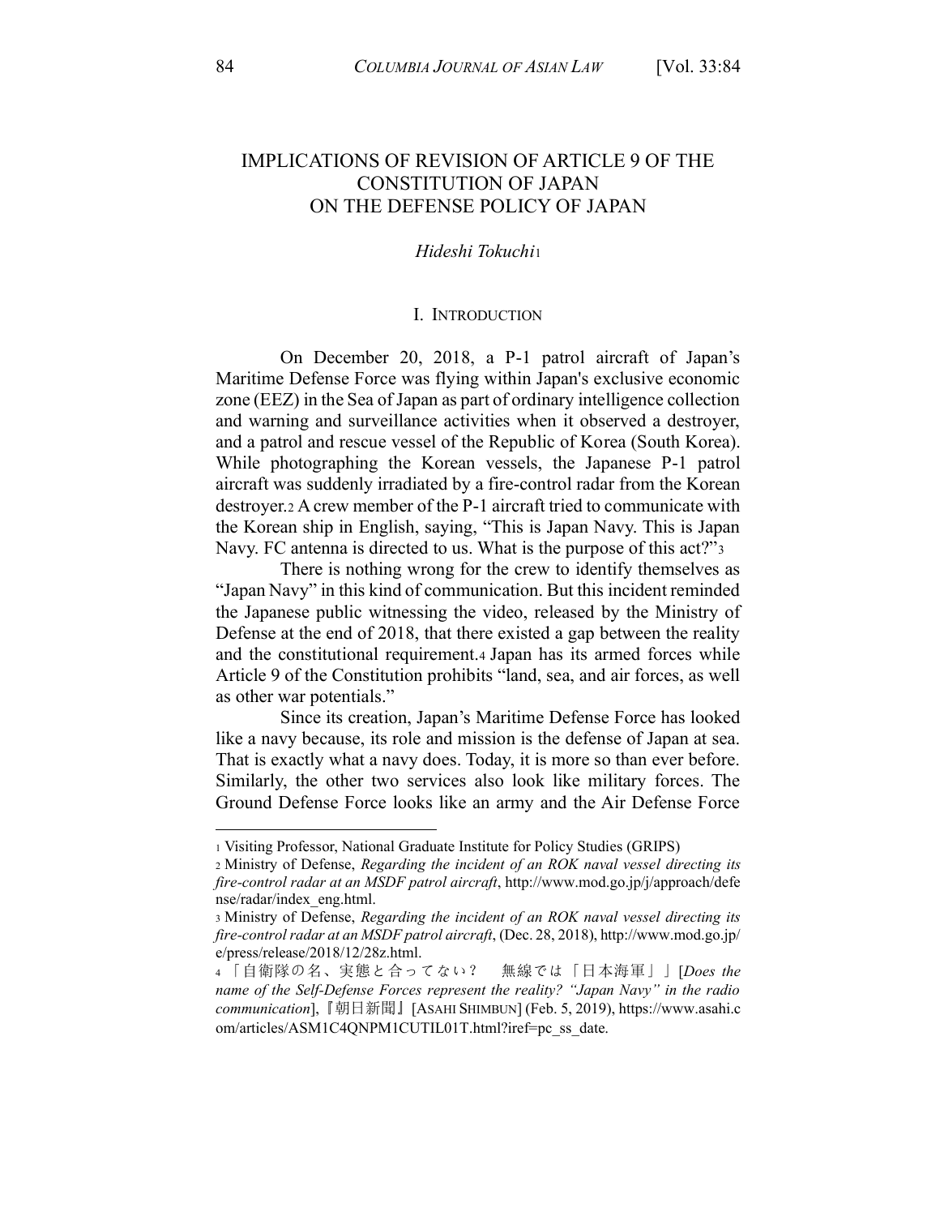# IMPLICATIONS OF REVISION OF ARTICLE 9 OF THE CONSTITUTION OF JAPAN ON THE DEFENSE POLICY OF JAPAN

*Hideshi Tokuchi*[1]

## I. INTRODUCTION

On December 20, 2018, a P-1 patrol aircraft of Japan's Maritime Defense Force was flying within Japan's exclusive economic zone (EEZ) in the Sea of Japan as part of ordinary intelligence collection and warning and surveillance activities when it observed a destroyer, and a patrol and rescue vessel of the Republic of Korea (South Korea). While photographing the Korean vessels, the Japanese P-1 patrol aircraft was suddenly irradiated by a fire-control radar from the Korean destroyer.[2] A crew member of the P-1 aircraft tried to communicate with the Korean ship in English, saying, "This is Japan Navy. This is Japan Navy. FC antenna is directed to us. What is the purpose of this act?"[3]

There is nothing wrong for the crew to identify themselves as "Japan Navy" in this kind of communication. But this incident reminded the Japanese public witnessing the video, released by the Ministry of Defense at the end of 2018, that there existed a gap between the reality and the constitutional requirement.[4] Japan has its armed forces while Article 9 of the Constitution prohibits "land, sea, and air forces, as well as other war potentials."

Since its creation, Japan's Maritime Defense Force has looked like a navy because, its role and mission is the defense of Japan at sea. That is exactly what a navy does. Today, it is more so than ever before. Similarly, the other two services also look like military forces. The Ground Defense Force looks like an army and the Air Defense Force

---

[1] Visiting Professor, National Graduate Institute for Policy Studies (GRIPS)

[2] Ministry of Defense, *Regarding the incident of an ROK naval vessel directing its fire-control radar at an MSDF patrol aircraft*, http://www.mod.go.jp/j/approach/defense/radar/index_eng.html.

[3] Ministry of Defense, *Regarding the incident of an ROK naval vessel directing its fire-control radar at an MSDF patrol aircraft*, (Dec. 28, 2018), http://www.mod.go.jp/e/press/release/2018/12/28z.html.

[4] 「自衛隊の名、実態と合ってない？　無線では「日本海軍」」[*Does the name of the Self-Defense Forces represent the reality? "Japan Navy" in the radio communication*],『朝日新聞』[ASAHI SHIMBUN] (Feb. 5, 2019), https://www.asahi.com/articles/ASM1C4QNPM1CUTIL01T.html?iref=pc_ss_date.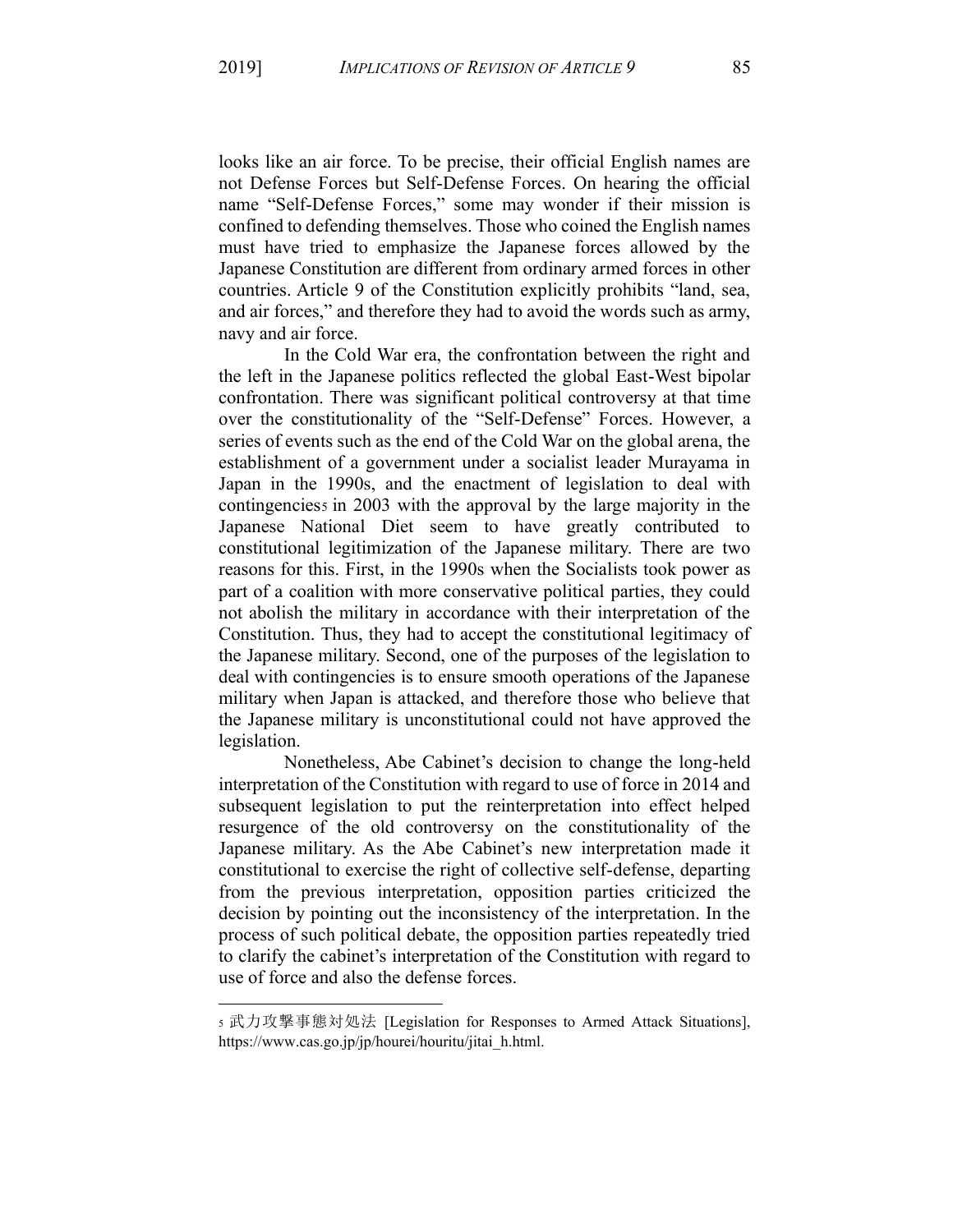looks like an air force. To be precise, their official English names are not Defense Forces but Self-Defense Forces. On hearing the official name "Self-Defense Forces," some may wonder if their mission is confined to defending themselves. Those who coined the English names must have tried to emphasize the Japanese forces allowed by the Japanese Constitution are different from ordinary armed forces in other countries. Article 9 of the Constitution explicitly prohibits "land, sea, and air forces," and therefore they had to avoid the words such as army, navy and air force.

In the Cold War era, the confrontation between the right and the left in the Japanese politics reflected the global East-West bipolar confrontation. There was significant political controversy at that time over the constitutionality of the "Self-Defense" Forces. However, a series of events such as the end of the Cold War on the global arena, the establishment of a government under a socialist leader Murayama in Japan in the 1990s, and the enactment of legislation to deal with contingencies[5] in 2003 with the approval by the large majority in the Japanese National Diet seem to have greatly contributed to constitutional legitimization of the Japanese military. There are two reasons for this. First, in the 1990s when the Socialists took power as part of a coalition with more conservative political parties, they could not abolish the military in accordance with their interpretation of the Constitution. Thus, they had to accept the constitutional legitimacy of the Japanese military. Second, one of the purposes of the legislation to deal with contingencies is to ensure smooth operations of the Japanese military when Japan is attacked, and therefore those who believe that the Japanese military is unconstitutional could not have approved the legislation.

Nonetheless, Abe Cabinet's decision to change the long-held interpretation of the Constitution with regard to use of force in 2014 and subsequent legislation to put the reinterpretation into effect helped resurgence of the old controversy on the constitutionality of the Japanese military. As the Abe Cabinet's new interpretation made it constitutional to exercise the right of collective self-defense, departing from the previous interpretation, opposition parties criticized the decision by pointing out the inconsistency of the interpretation. In the process of such political debate, the opposition parties repeatedly tried to clarify the cabinet's interpretation of the Constitution with regard to use of force and also the defense forces.

---

[5] 武力攻撃事態対処法 [Legislation for Responses to Armed Attack Situations], https://www.cas.go.jp/jp/hourei/houritu/jitai_h.html.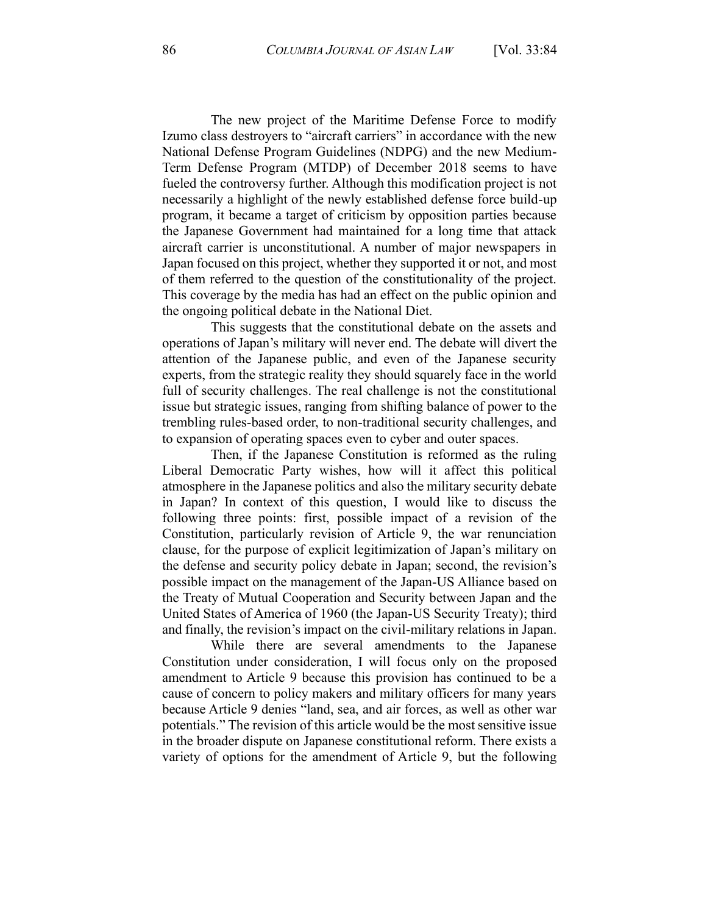The new project of the Maritime Defense Force to modify Izumo class destroyers to "aircraft carriers" in accordance with the new National Defense Program Guidelines (NDPG) and the new Medium-Term Defense Program (MTDP) of December 2018 seems to have fueled the controversy further. Although this modification project is not necessarily a highlight of the newly established defense force build-up program, it became a target of criticism by opposition parties because the Japanese Government had maintained for a long time that attack aircraft carrier is unconstitutional. A number of major newspapers in Japan focused on this project, whether they supported it or not, and most of them referred to the question of the constitutionality of the project. This coverage by the media has had an effect on the public opinion and the ongoing political debate in the National Diet.

This suggests that the constitutional debate on the assets and operations of Japan's military will never end. The debate will divert the attention of the Japanese public, and even of the Japanese security experts, from the strategic reality they should squarely face in the world full of security challenges. The real challenge is not the constitutional issue but strategic issues, ranging from shifting balance of power to the trembling rules-based order, to non-traditional security challenges, and to expansion of operating spaces even to cyber and outer spaces.

Then, if the Japanese Constitution is reformed as the ruling Liberal Democratic Party wishes, how will it affect this political atmosphere in the Japanese politics and also the military security debate in Japan? In context of this question, I would like to discuss the following three points: first, possible impact of a revision of the Constitution, particularly revision of Article 9, the war renunciation clause, for the purpose of explicit legitimization of Japan's military on the defense and security policy debate in Japan; second, the revision's possible impact on the management of the Japan-US Alliance based on the Treaty of Mutual Cooperation and Security between Japan and the United States of America of 1960 (the Japan-US Security Treaty); third and finally, the revision's impact on the civil-military relations in Japan.

While there are several amendments to the Japanese Constitution under consideration, I will focus only on the proposed amendment to Article 9 because this provision has continued to be a cause of concern to policy makers and military officers for many years because Article 9 denies "land, sea, and air forces, as well as other war potentials." The revision of this article would be the most sensitive issue in the broader dispute on Japanese constitutional reform. There exists a variety of options for the amendment of Article 9, but the following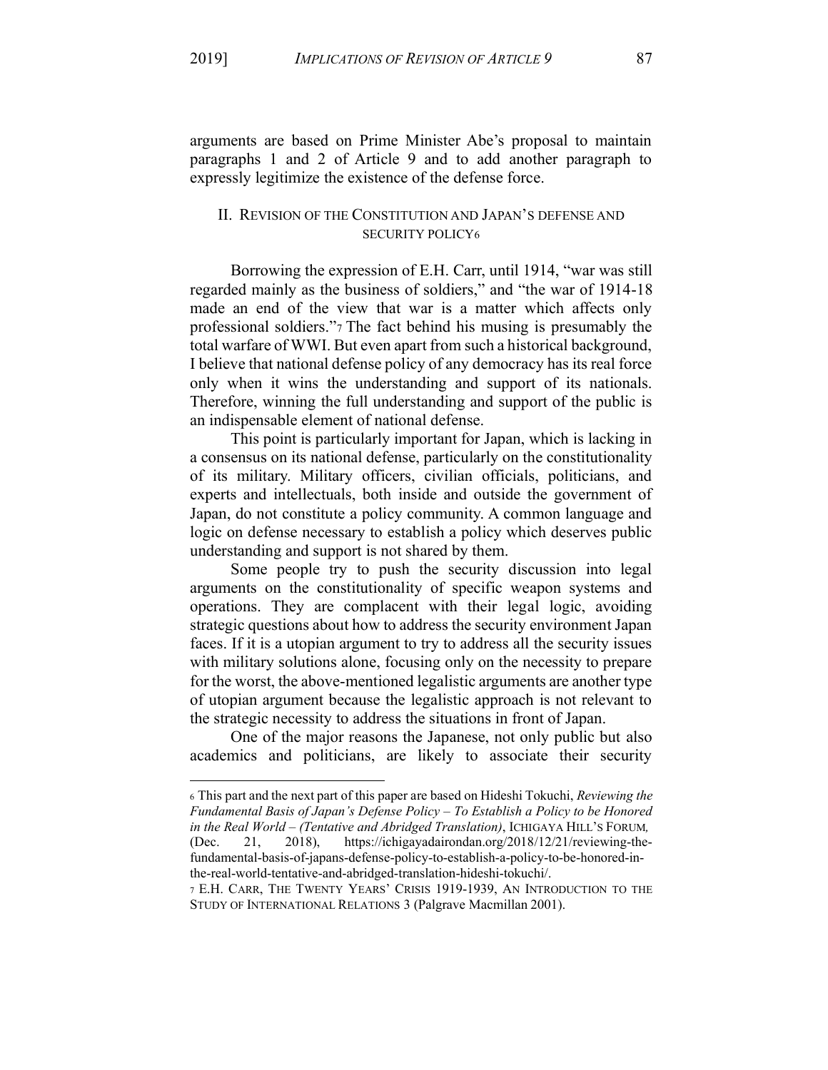arguments are based on Prime Minister Abe's proposal to maintain paragraphs 1 and 2 of Article 9 and to add another paragraph to expressly legitimize the existence of the defense force.

## II. Revision of the Constitution and Japan's Defense and Security Policy[6]

Borrowing the expression of E.H. Carr, until 1914, "war was still regarded mainly as the business of soldiers," and "the war of 1914-18 made an end of the view that war is a matter which affects only professional soldiers."[7] The fact behind his musing is presumably the total warfare of WWI. But even apart from such a historical background, I believe that national defense policy of any democracy has its real force only when it wins the understanding and support of its nationals. Therefore, winning the full understanding and support of the public is an indispensable element of national defense.

This point is particularly important for Japan, which is lacking in a consensus on its national defense, particularly on the constitutionality of its military. Military officers, civilian officials, politicians, and experts and intellectuals, both inside and outside the government of Japan, do not constitute a policy community. A common language and logic on defense necessary to establish a policy which deserves public understanding and support is not shared by them.

Some people try to push the security discussion into legal arguments on the constitutionality of specific weapon systems and operations. They are complacent with their legal logic, avoiding strategic questions about how to address the security environment Japan faces. If it is a utopian argument to try to address all the security issues with military solutions alone, focusing only on the necessity to prepare for the worst, the above-mentioned legalistic arguments are another type of utopian argument because the legalistic approach is not relevant to the strategic necessity to address the situations in front of Japan.

One of the major reasons the Japanese, not only public but also academics and politicians, are likely to associate their security

---

[6] This part and the next part of this paper are based on Hideshi Tokuchi, *Reviewing the Fundamental Basis of Japan's Defense Policy – To Establish a Policy to be Honored in the Real World – (Tentative and Abridged Translation)*, ICHIGAYA HILL'S FORUM, (Dec. 21, 2018), https://ichigayadairondan.org/2018/12/21/reviewing-the-fundamental-basis-of-japans-defense-policy-to-establish-a-policy-to-be-honored-in-the-real-world-tentative-and-abridged-translation-hideshi-tokuchi/.

[7] E.H. CARR, THE TWENTY YEARS' CRISIS 1919-1939, AN INTRODUCTION TO THE STUDY OF INTERNATIONAL RELATIONS 3 (Palgrave Macmillan 2001).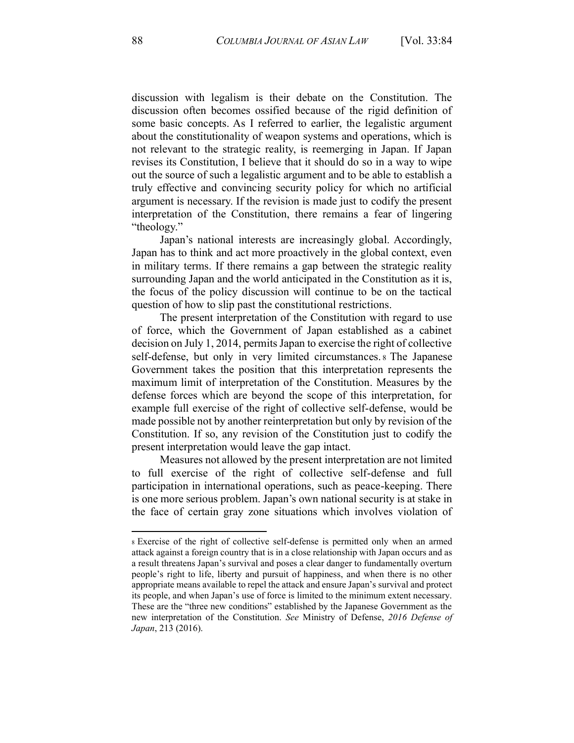discussion with legalism is their debate on the Constitution. The discussion often becomes ossified because of the rigid definition of some basic concepts. As I referred to earlier, the legalistic argument about the constitutionality of weapon systems and operations, which is not relevant to the strategic reality, is reemerging in Japan. If Japan revises its Constitution, I believe that it should do so in a way to wipe out the source of such a legalistic argument and to be able to establish a truly effective and convincing security policy for which no artificial argument is necessary. If the revision is made just to codify the present interpretation of the Constitution, there remains a fear of lingering "theology."

Japan's national interests are increasingly global. Accordingly, Japan has to think and act more proactively in the global context, even in military terms. If there remains a gap between the strategic reality surrounding Japan and the world anticipated in the Constitution as it is, the focus of the policy discussion will continue to be on the tactical question of how to slip past the constitutional restrictions.

The present interpretation of the Constitution with regard to use of force, which the Government of Japan established as a cabinet decision on July 1, 2014, permits Japan to exercise the right of collective self-defense, but only in very limited circumstances.[8] The Japanese Government takes the position that this interpretation represents the maximum limit of interpretation of the Constitution. Measures by the defense forces which are beyond the scope of this interpretation, for example full exercise of the right of collective self-defense, would be made possible not by another reinterpretation but only by revision of the Constitution. If so, any revision of the Constitution just to codify the present interpretation would leave the gap intact.

Measures not allowed by the present interpretation are not limited to full exercise of the right of collective self-defense and full participation in international operations, such as peace-keeping. There is one more serious problem. Japan's own national security is at stake in the face of certain gray zone situations which involves violation of

---

[8] Exercise of the right of collective self-defense is permitted only when an armed attack against a foreign country that is in a close relationship with Japan occurs and as a result threatens Japan's survival and poses a clear danger to fundamentally overturn people's right to life, liberty and pursuit of happiness, and when there is no other appropriate means available to repel the attack and ensure Japan's survival and protect its people, and when Japan's use of force is limited to the minimum extent necessary. These are the "three new conditions" established by the Japanese Government as the new interpretation of the Constitution. *See* Ministry of Defense, *2016 Defense of Japan*, 213 (2016).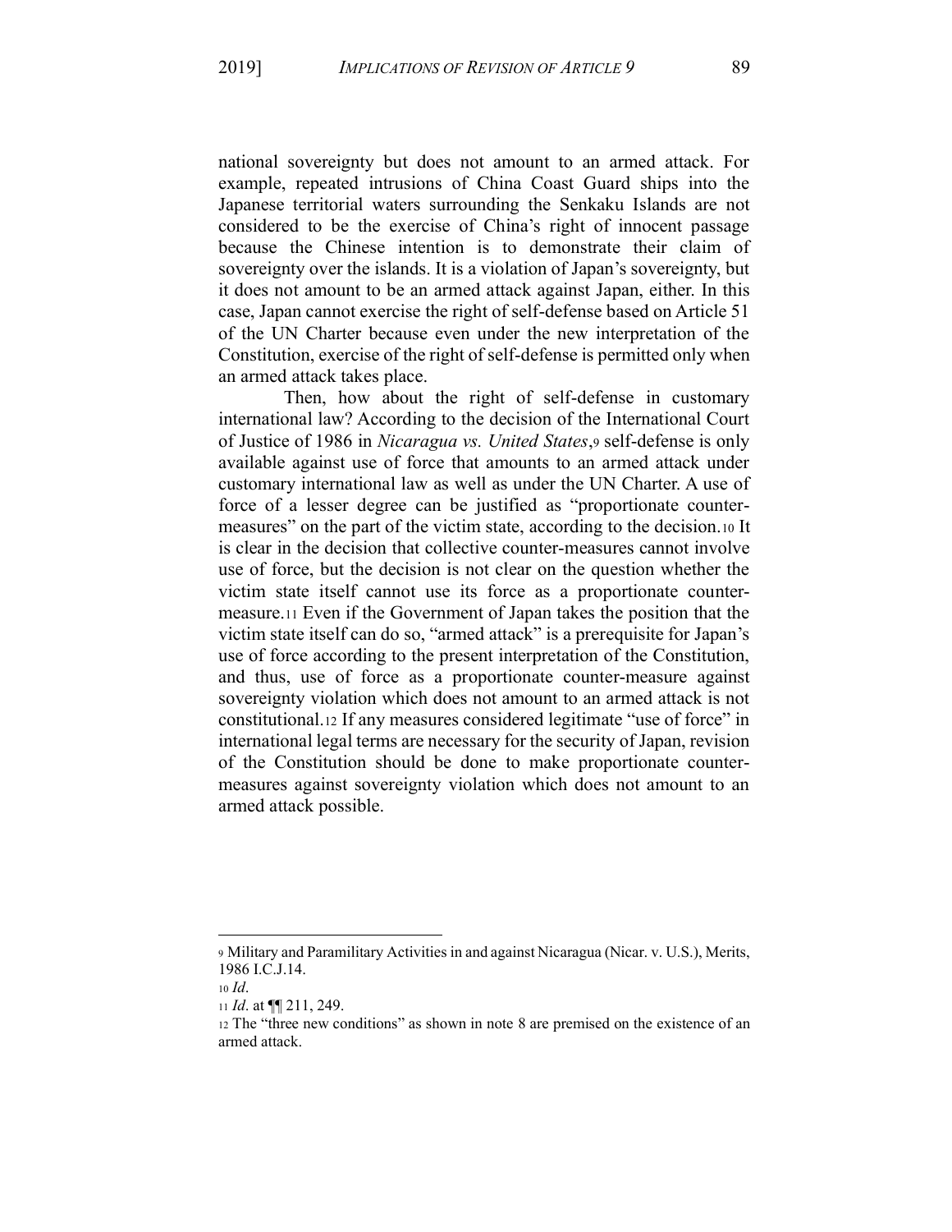national sovereignty but does not amount to an armed attack. For example, repeated intrusions of China Coast Guard ships into the Japanese territorial waters surrounding the Senkaku Islands are not considered to be the exercise of China's right of innocent passage because the Chinese intention is to demonstrate their claim of sovereignty over the islands. It is a violation of Japan's sovereignty, but it does not amount to be an armed attack against Japan, either. In this case, Japan cannot exercise the right of self-defense based on Article 51 of the UN Charter because even under the new interpretation of the Constitution, exercise of the right of self-defense is permitted only when an armed attack takes place.

Then, how about the right of self-defense in customary international law? According to the decision of the International Court of Justice of 1986 in *Nicaragua vs. United States*,[9] self-defense is only available against use of force that amounts to an armed attack under customary international law as well as under the UN Charter. A use of force of a lesser degree can be justified as "proportionate counter-measures" on the part of the victim state, according to the decision.[10] It is clear in the decision that collective counter-measures cannot involve use of force, but the decision is not clear on the question whether the victim state itself cannot use its force as a proportionate counter-measure.[11] Even if the Government of Japan takes the position that the victim state itself can do so, "armed attack" is a prerequisite for Japan's use of force according to the present interpretation of the Constitution, and thus, use of force as a proportionate counter-measure against sovereignty violation which does not amount to an armed attack is not constitutional.[12] If any measures considered legitimate "use of force" in international legal terms are necessary for the security of Japan, revision of the Constitution should be done to make proportionate counter-measures against sovereignty violation which does not amount to an armed attack possible.

---

[9] Military and Paramilitary Activities in and against Nicaragua (Nicar. v. U.S.), Merits, 1986 I.C.J.14.

[10] *Id*.

[11] *Id*. at ¶¶ 211, 249.

[12] The "three new conditions" as shown in note 8 are premised on the existence of an armed attack.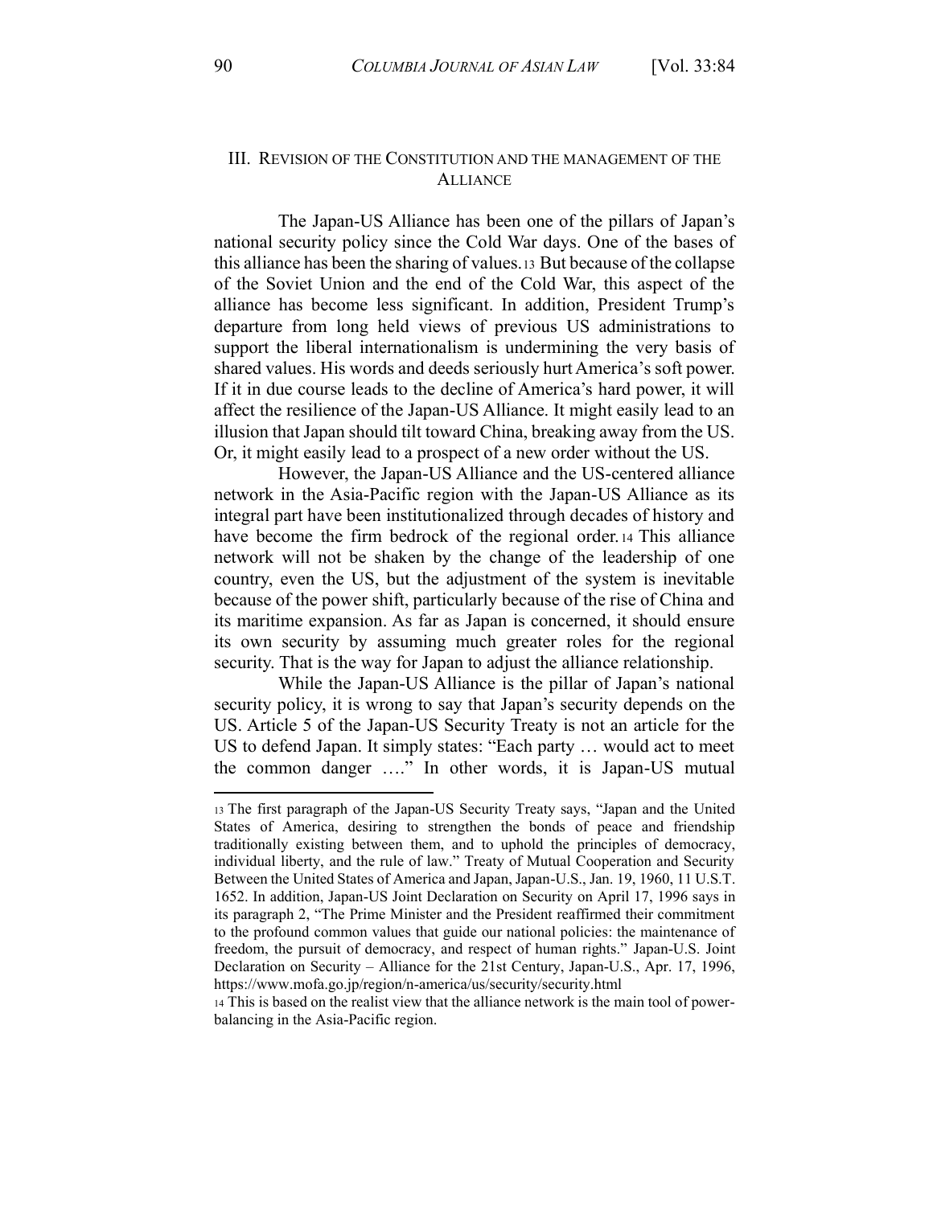## III. REVISION OF THE CONSTITUTION AND THE MANAGEMENT OF THE ALLIANCE

The Japan-US Alliance has been one of the pillars of Japan's national security policy since the Cold War days. One of the bases of this alliance has been the sharing of values.[13] But because of the collapse of the Soviet Union and the end of the Cold War, this aspect of the alliance has become less significant. In addition, President Trump's departure from long held views of previous US administrations to support the liberal internationalism is undermining the very basis of shared values. His words and deeds seriously hurt America's soft power. If it in due course leads to the decline of America's hard power, it will affect the resilience of the Japan-US Alliance. It might easily lead to an illusion that Japan should tilt toward China, breaking away from the US. Or, it might easily lead to a prospect of a new order without the US.

However, the Japan-US Alliance and the US-centered alliance network in the Asia-Pacific region with the Japan-US Alliance as its integral part have been institutionalized through decades of history and have become the firm bedrock of the regional order.[14] This alliance network will not be shaken by the change of the leadership of one country, even the US, but the adjustment of the system is inevitable because of the power shift, particularly because of the rise of China and its maritime expansion. As far as Japan is concerned, it should ensure its own security by assuming much greater roles for the regional security. That is the way for Japan to adjust the alliance relationship.

While the Japan-US Alliance is the pillar of Japan's national security policy, it is wrong to say that Japan's security depends on the US. Article 5 of the Japan-US Security Treaty is not an article for the US to defend Japan. It simply states: "Each party … would act to meet the common danger …." In other words, it is Japan-US mutual

---

[13] The first paragraph of the Japan-US Security Treaty says, "Japan and the United States of America, desiring to strengthen the bonds of peace and friendship traditionally existing between them, and to uphold the principles of democracy, individual liberty, and the rule of law." Treaty of Mutual Cooperation and Security Between the United States of America and Japan, Japan-U.S., Jan. 19, 1960, 11 U.S.T. 1652. In addition, Japan-US Joint Declaration on Security on April 17, 1996 says in its paragraph 2, "The Prime Minister and the President reaffirmed their commitment to the profound common values that guide our national policies: the maintenance of freedom, the pursuit of democracy, and respect of human rights." Japan-U.S. Joint Declaration on Security – Alliance for the 21st Century, Japan-U.S., Apr. 17, 1996, https://www.mofa.go.jp/region/n-america/us/security/security.html

[14] This is based on the realist view that the alliance network is the main tool of power-balancing in the Asia-Pacific region.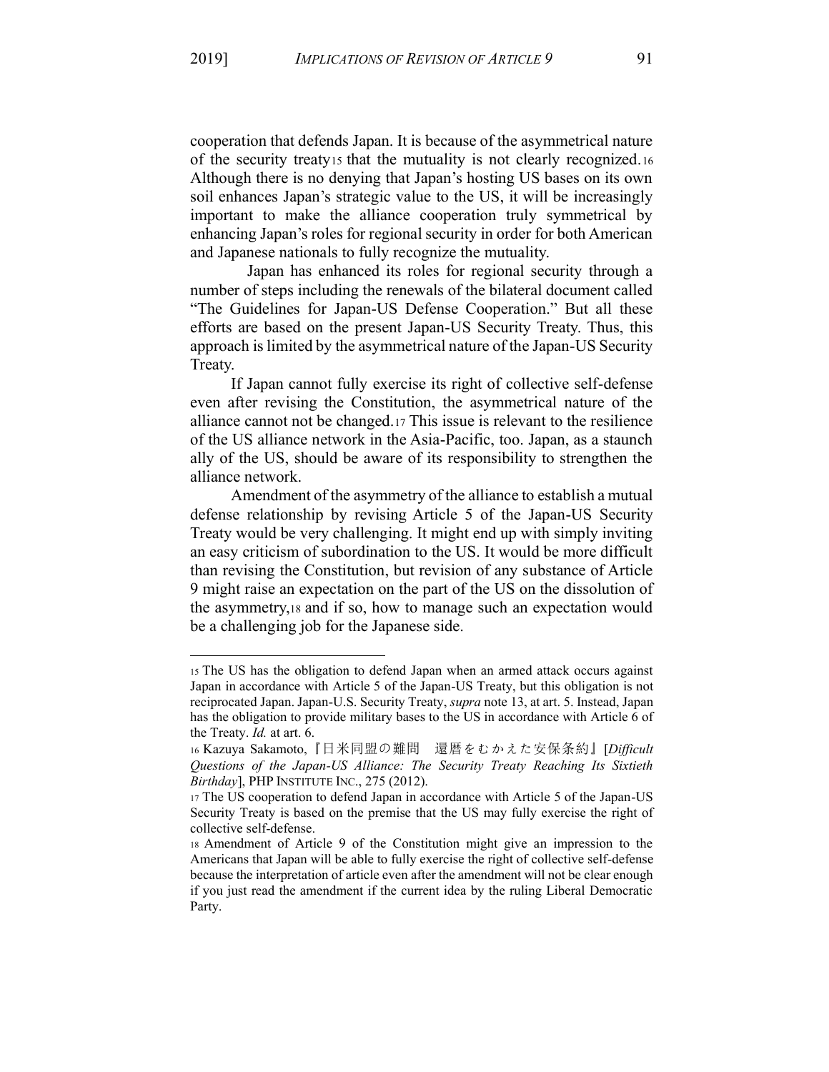cooperation that defends Japan. It is because of the asymmetrical nature of the security treaty[15] that the mutuality is not clearly recognized.[16] Although there is no denying that Japan's hosting US bases on its own soil enhances Japan's strategic value to the US, it will be increasingly important to make the alliance cooperation truly symmetrical by enhancing Japan's roles for regional security in order for both American and Japanese nationals to fully recognize the mutuality.

Japan has enhanced its roles for regional security through a number of steps including the renewals of the bilateral document called "The Guidelines for Japan-US Defense Cooperation." But all these efforts are based on the present Japan-US Security Treaty. Thus, this approach is limited by the asymmetrical nature of the Japan-US Security Treaty.

If Japan cannot fully exercise its right of collective self-defense even after revising the Constitution, the asymmetrical nature of the alliance cannot not be changed.[17] This issue is relevant to the resilience of the US alliance network in the Asia-Pacific, too. Japan, as a staunch ally of the US, should be aware of its responsibility to strengthen the alliance network.

Amendment of the asymmetry of the alliance to establish a mutual defense relationship by revising Article 5 of the Japan-US Security Treaty would be very challenging. It might end up with simply inviting an easy criticism of subordination to the US. It would be more difficult than revising the Constitution, but revision of any substance of Article 9 might raise an expectation on the part of the US on the dissolution of the asymmetry,[18] and if so, how to manage such an expectation would be a challenging job for the Japanese side.

---

[15] The US has the obligation to defend Japan when an armed attack occurs against Japan in accordance with Article 5 of the Japan-US Treaty, but this obligation is not reciprocated Japan. Japan-U.S. Security Treaty, *supra* note 13, at art. 5. Instead, Japan has the obligation to provide military bases to the US in accordance with Article 6 of the Treaty. *Id.* at art. 6.

[16] Kazuya Sakamoto,『日米同盟の難問　還暦をむかえた安保条約』[*Difficult Questions of the Japan-US Alliance: The Security Treaty Reaching Its Sixtieth Birthday*], PHP INSTITUTE INC., 275 (2012).

[17] The US cooperation to defend Japan in accordance with Article 5 of the Japan-US Security Treaty is based on the premise that the US may fully exercise the right of collective self-defense.

[18] Amendment of Article 9 of the Constitution might give an impression to the Americans that Japan will be able to fully exercise the right of collective self-defense because the interpretation of article even after the amendment will not be clear enough if you just read the amendment if the current idea by the ruling Liberal Democratic Party.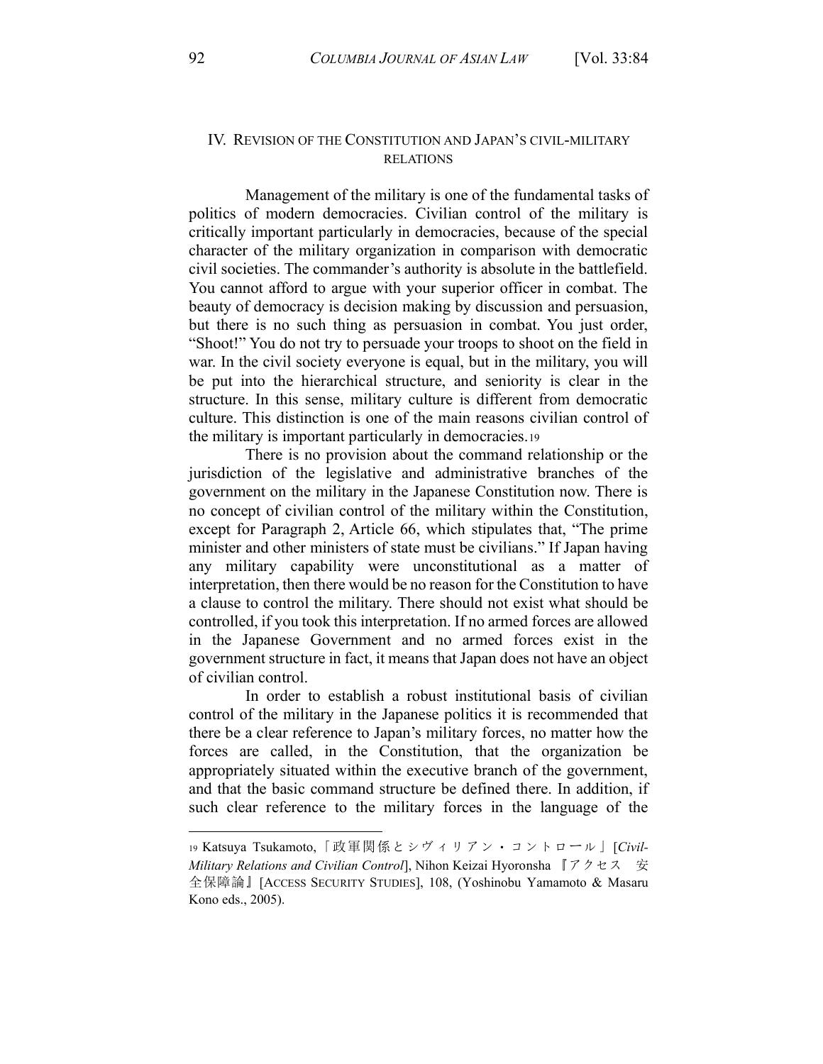## IV. REVISION OF THE CONSTITUTION AND JAPAN'S CIVIL-MILITARY RELATIONS

Management of the military is one of the fundamental tasks of politics of modern democracies. Civilian control of the military is critically important particularly in democracies, because of the special character of the military organization in comparison with democratic civil societies. The commander's authority is absolute in the battlefield. You cannot afford to argue with your superior officer in combat. The beauty of democracy is decision making by discussion and persuasion, but there is no such thing as persuasion in combat. You just order, "Shoot!" You do not try to persuade your troops to shoot on the field in war. In the civil society everyone is equal, but in the military, you will be put into the hierarchical structure, and seniority is clear in the structure. In this sense, military culture is different from democratic culture. This distinction is one of the main reasons civilian control of the military is important particularly in democracies.[19]

There is no provision about the command relationship or the jurisdiction of the legislative and administrative branches of the government on the military in the Japanese Constitution now. There is no concept of civilian control of the military within the Constitution, except for Paragraph 2, Article 66, which stipulates that, "The prime minister and other ministers of state must be civilians." If Japan having any military capability were unconstitutional as a matter of interpretation, then there would be no reason for the Constitution to have a clause to control the military. There should not exist what should be controlled, if you took this interpretation. If no armed forces are allowed in the Japanese Government and no armed forces exist in the government structure in fact, it means that Japan does not have an object of civilian control.

In order to establish a robust institutional basis of civilian control of the military in the Japanese politics it is recommended that there be a clear reference to Japan's military forces, no matter how the forces are called, in the Constitution, that the organization be appropriately situated within the executive branch of the government, and that the basic command structure be defined there. In addition, if such clear reference to the military forces in the language of the

---

[19] Katsuya Tsukamoto, 「政軍関係とシヴィリアン・コントロール」[*Civil-Military Relations and Civilian Control*], Nihon Keizai Hyoronsha 『アクセス 安全保障論』[ACCESS SECURITY STUDIES], 108, (Yoshinobu Yamamoto & Masaru Kono eds., 2005).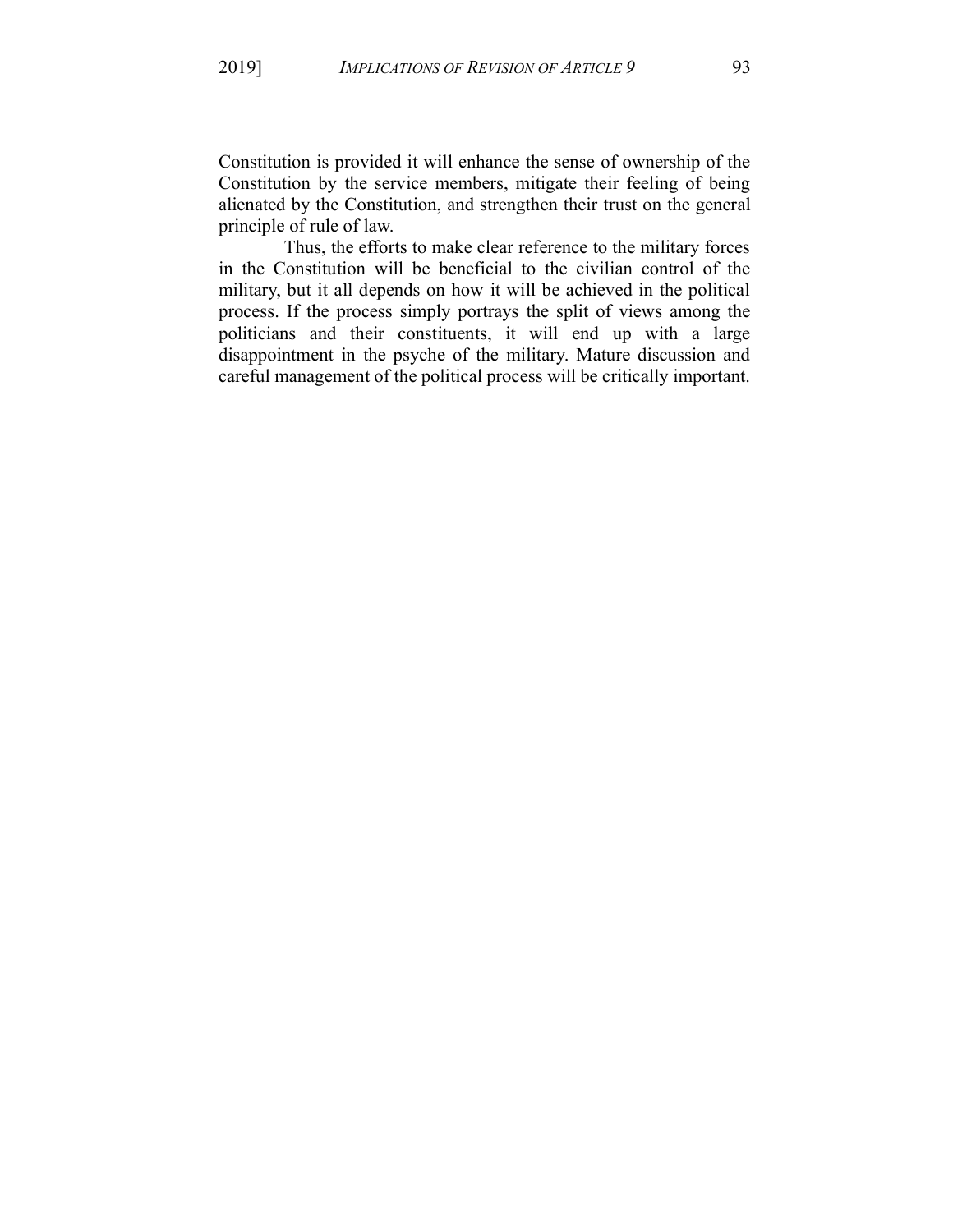Constitution is provided it will enhance the sense of ownership of the Constitution by the service members, mitigate their feeling of being alienated by the Constitution, and strengthen their trust on the general principle of rule of law.

Thus, the efforts to make clear reference to the military forces in the Constitution will be beneficial to the civilian control of the military, but it all depends on how it will be achieved in the political process. If the process simply portrays the split of views among the politicians and their constituents, it will end up with a large disappointment in the psyche of the military. Mature discussion and careful management of the political process will be critically important.